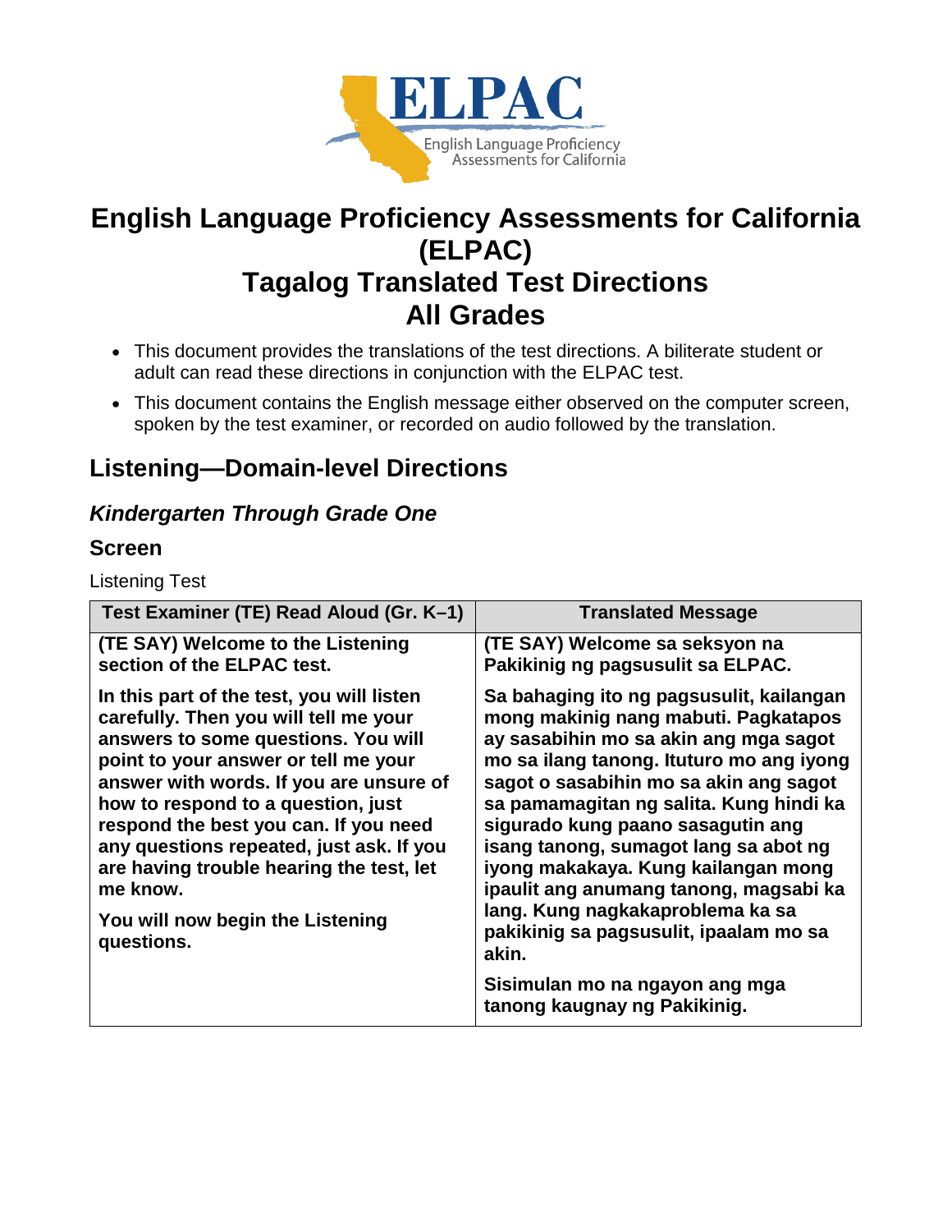# English Language Proficiency Assessments for California (ELPAC)
# Tagalog Translated Test Directions
# All Grades

- This document provides the translations of the test directions. A biliterate student or adult can read these directions in conjunction with the ELPAC test.
- This document contains the English message either observed on the computer screen, spoken by the test examiner, or recorded on audio followed by the translation.

## Listening—Domain-level Directions

### *Kindergarten Through Grade One*

### Screen

Listening Test

| Test Examiner (TE) Read Aloud (Gr. K–1) | Translated Message |
|---|---|
| **(TE SAY) Welcome to the Listening section of the ELPAC test.**<br><br>**In this part of the test, you will listen carefully. Then you will tell me your answers to some questions. You will point to your answer or tell me your answer with words. If you are unsure of how to respond to a question, just respond the best you can. If you need any questions repeated, just ask. If you are having trouble hearing the test, let me know.**<br><br>**You will now begin the Listening questions.** | **(TE SAY) Welcome sa seksyon na Pakikinig ng pagsusulit sa ELPAC.**<br><br>**Sa bahaging ito ng pagsusulit, kailangan mong makinig nang mabuti. Pagkatapos ay sasabihin mo sa akin ang mga sagot mo sa ilang tanong. Ituturo mo ang iyong sagot o sasabihin mo sa akin ang sagot sa pamamagitan ng salita. Kung hindi ka sigurado kung paano sasagutin ang isang tanong, sumagot lang sa abot ng iyong makakaya. Kung kailangan mong ipaulit ang anumang tanong, magsabi ka lang. Kung nagkakaproblema ka sa pakikinig sa pagsusulit, ipaalam mo sa akin.**<br><br>**Sisimulan mo na ngayon ang mga tanong kaugnay ng Pakikinig.** |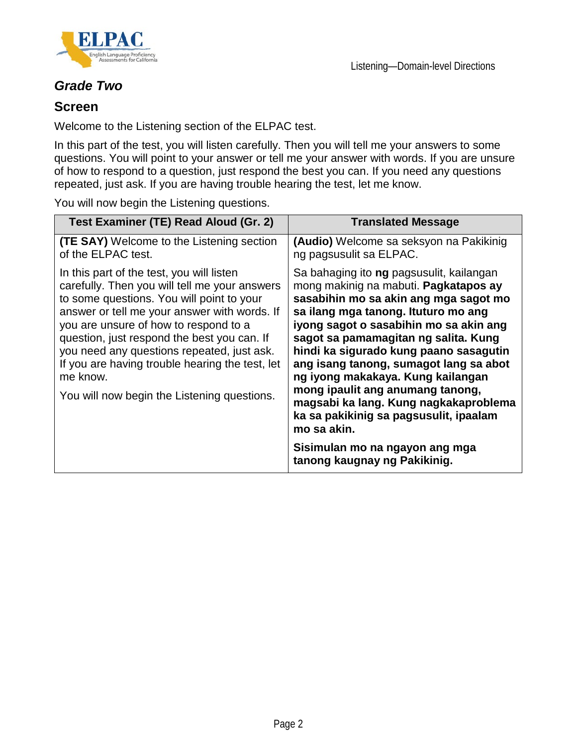## *Grade Two*

## Screen

Welcome to the Listening section of the ELPAC test.

In this part of the test, you will listen carefully. Then you will tell me your answers to some questions. You will point to your answer or tell me your answer with words. If you are unsure of how to respond to a question, just respond the best you can. If you need any questions repeated, just ask. If you are having trouble hearing the test, let me know.

You will now begin the Listening questions.

| Test Examiner (TE) Read Aloud (Gr. 2) | Translated Message |
| --- | --- |
| **(TE SAY)** Welcome to the Listening section of the ELPAC test. | **(Audio)** Welcome sa seksyon na Pakikinig ng pagsusulit sa ELPAC. |
| In this part of the test, you will listen carefully. Then you will tell me your answers to some questions. You will point to your answer or tell me your answer with words. If you are unsure of how to respond to a question, just respond the best you can. If you need any questions repeated, just ask. If you are having trouble hearing the test, let me know.<br><br>You will now begin the Listening questions. | Sa bahaging ito **ng** pagsusulit, kailangan mong makinig na mabuti. **Pagkatapos ay sasabihin mo sa akin ang mga sagot mo sa ilang mga tanong. Ituturo mo ang iyong sagot o sasabihin mo sa akin ang sagot sa pamamagitan ng salita. Kung hindi ka sigurado kung paano sasagutin ang isang tanong, sumagot lang sa abot ng iyong makakaya. Kung kailangan mong ipaulit ang anumang tanong, magsabi ka lang. Kung nagkakaproblema ka sa pakikinig sa pagsusulit, ipaalam mo sa akin.**<br><br>**Sisimulan mo na ngayon ang mga tanong kaugnay ng Pakikinig.** |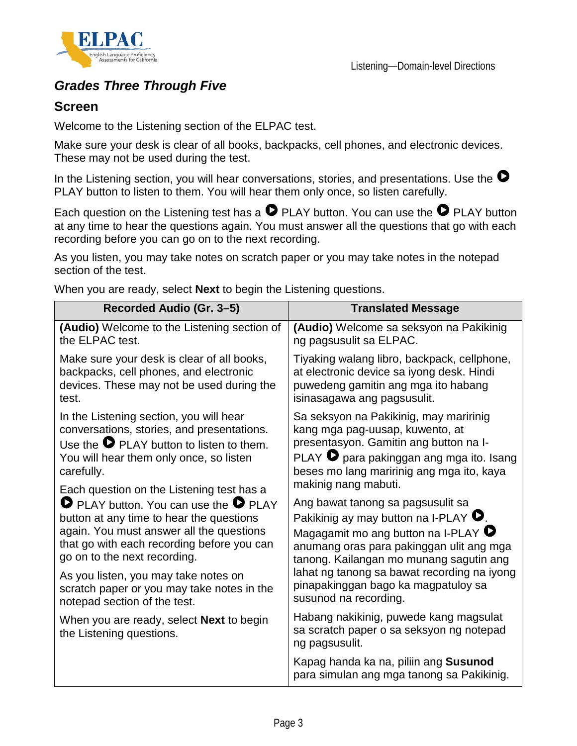## *Grades Three Through Five*

### Screen

Welcome to the Listening section of the ELPAC test.

Make sure your desk is clear of all books, backpacks, cell phones, and electronic devices. These may not be used during the test.

In the Listening section, you will hear conversations, stories, and presentations. Use the ▶ PLAY button to listen to them. You will hear them only once, so listen carefully.

Each question on the Listening test has a ▶ PLAY button. You can use the ▶ PLAY button at any time to hear the questions again. You must answer all the questions that go with each recording before you can go on to the next recording.

As you listen, you may take notes on scratch paper or you may take notes in the notepad section of the test.

When you are ready, select **Next** to begin the Listening questions.

| Recorded Audio (Gr. 3–5) | Translated Message |
|---|---|
| **(Audio)** Welcome to the Listening section of the ELPAC test. | **(Audio)** Welcome sa seksyon na Pakikinig ng pagsusulit sa ELPAC. |
| Make sure your desk is clear of all books, backpacks, cell phones, and electronic devices. These may not be used during the test. | Tiyaking walang libro, backpack, cellphone, at electronic device sa iyong desk. Hindi puwedeng gamitin ang mga ito habang isinasagawa ang pagsusulit. |
| In the Listening section, you will hear conversations, stories, and presentations. Use the ▶ PLAY button to listen to them. You will hear them only once, so listen carefully. | Sa seksyon na Pakikinig, may maririnig kang mga pag-uusap, kuwento, at presentasyon. Gamitin ang button na I-PLAY ▶ para pakinggan ang mga ito. Isang beses mo lang maririnig ang mga ito, kaya makinig nang mabuti. |
| Each question on the Listening test has a ▶ PLAY button. You can use the ▶ PLAY button at any time to hear the questions again. You must answer all the questions that go with each recording before you can go on to the next recording. | Ang bawat tanong sa pagsusulit sa Pakikinig ay may button na I-PLAY ▶. Magagamit mo ang button na I-PLAY ▶ anumang oras para pakinggan ulit ang mga tanong. Kailangan mo munang sagutin ang lahat ng tanong sa bawat recording na iyong pinapakinggan bago ka magpatuloy sa susunod na recording. |
| As you listen, you may take notes on scratch paper or you may take notes in the notepad section of the test. | Habang nakikinig, puwede kang magsulat sa scratch paper o sa seksyon ng notepad ng pagsusulit. |
| When you are ready, select **Next** to begin the Listening questions. | Kapag handa ka na, piliin ang **Susunod** para simulan ang mga tanong sa Pakikinig. |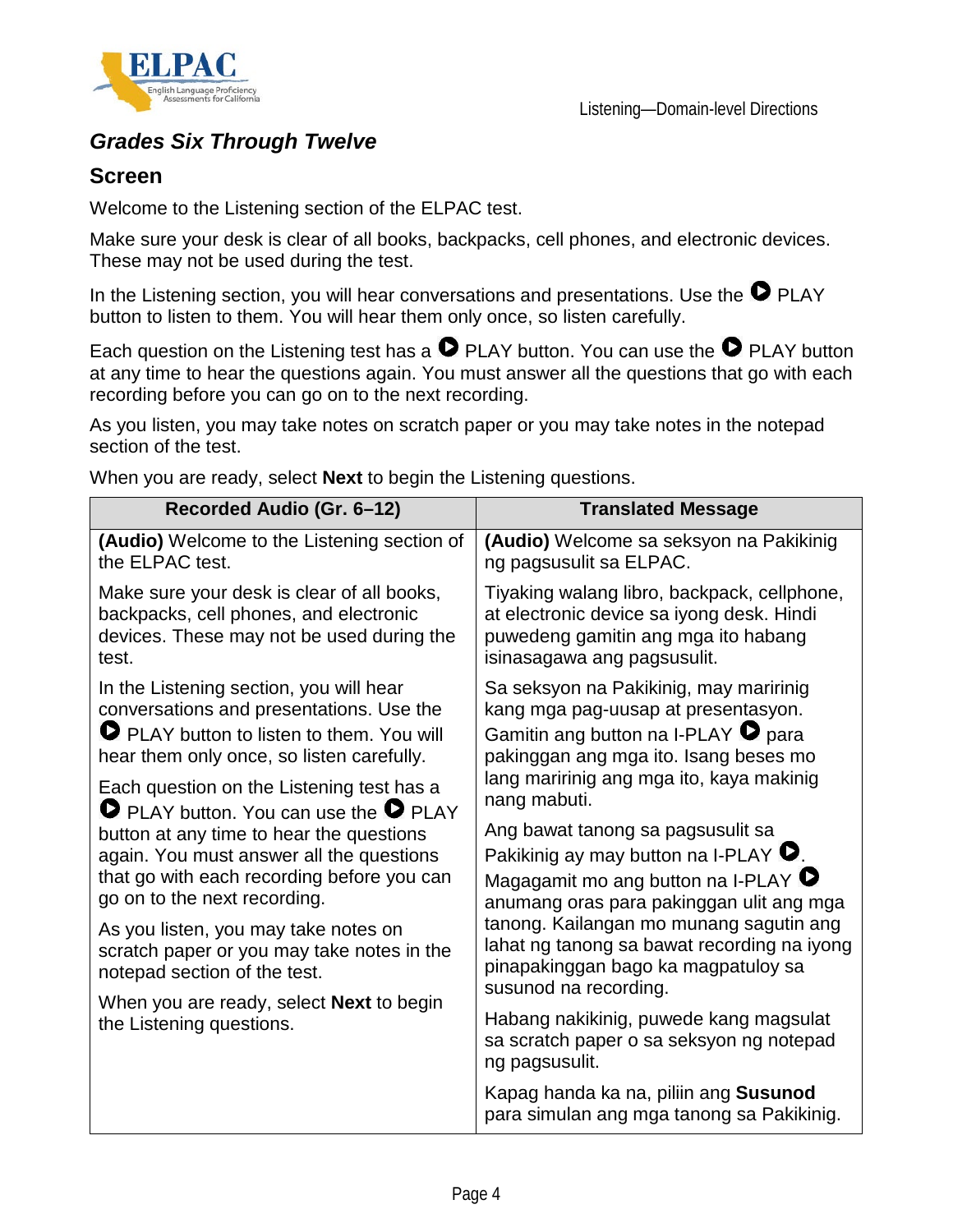## Grades Six Through Twelve

### Screen

Welcome to the Listening section of the ELPAC test.

Make sure your desk is clear of all books, backpacks, cell phones, and electronic devices. These may not be used during the test.

In the Listening section, you will hear conversations and presentations. Use the ▶ PLAY button to listen to them. You will hear them only once, so listen carefully.

Each question on the Listening test has a ▶ PLAY button. You can use the ▶ PLAY button at any time to hear the questions again. You must answer all the questions that go with each recording before you can go on to the next recording.

As you listen, you may take notes on scratch paper or you may take notes in the notepad section of the test.

When you are ready, select **Next** to begin the Listening questions.

| Recorded Audio (Gr. 6–12) | Translated Message |
|---|---|
| **(Audio)** Welcome to the Listening section of the ELPAC test. | **(Audio)** Welcome sa seksyon na Pakikinig ng pagsusulit sa ELPAC. |
| Make sure your desk is clear of all books, backpacks, cell phones, and electronic devices. These may not be used during the test. | Tiyaking walang libro, backpack, cellphone, at electronic device sa iyong desk. Hindi puwedeng gamitin ang mga ito habang isinasagawa ang pagsusulit. |
| In the Listening section, you will hear conversations and presentations. Use the ▶ PLAY button to listen to them. You will hear them only once, so listen carefully. | Sa seksyon na Pakikinig, may maririnig kang mga pag-uusap at presentasyon. Gamitin ang button na I-PLAY ▶ para pakinggan ang mga ito. Isang beses mo lang maririnig ang mga ito, kaya makinig nang mabuti. |
| Each question on the Listening test has a ▶ PLAY button. You can use the ▶ PLAY button at any time to hear the questions again. You must answer all the questions that go with each recording before you can go on to the next recording. | Ang bawat tanong sa pagsusulit sa Pakikinig ay may button na I-PLAY ▶. Magagamit mo ang button na I-PLAY ▶ anumang oras para pakinggan ulit ang mga tanong. Kailangan mo munang sagutin ang lahat ng tanong sa bawat recording na iyong pinapakinggan bago ka magpatuloy sa susunod na recording. |
| As you listen, you may take notes on scratch paper or you may take notes in the notepad section of the test. | Habang nakikinig, puwede kang magsulat sa scratch paper o sa seksyon ng notepad ng pagsusulit. |
| When you are ready, select **Next** to begin the Listening questions. | Kapag handa ka na, piliin ang **Susunod** para simulan ang mga tanong sa Pakikinig. |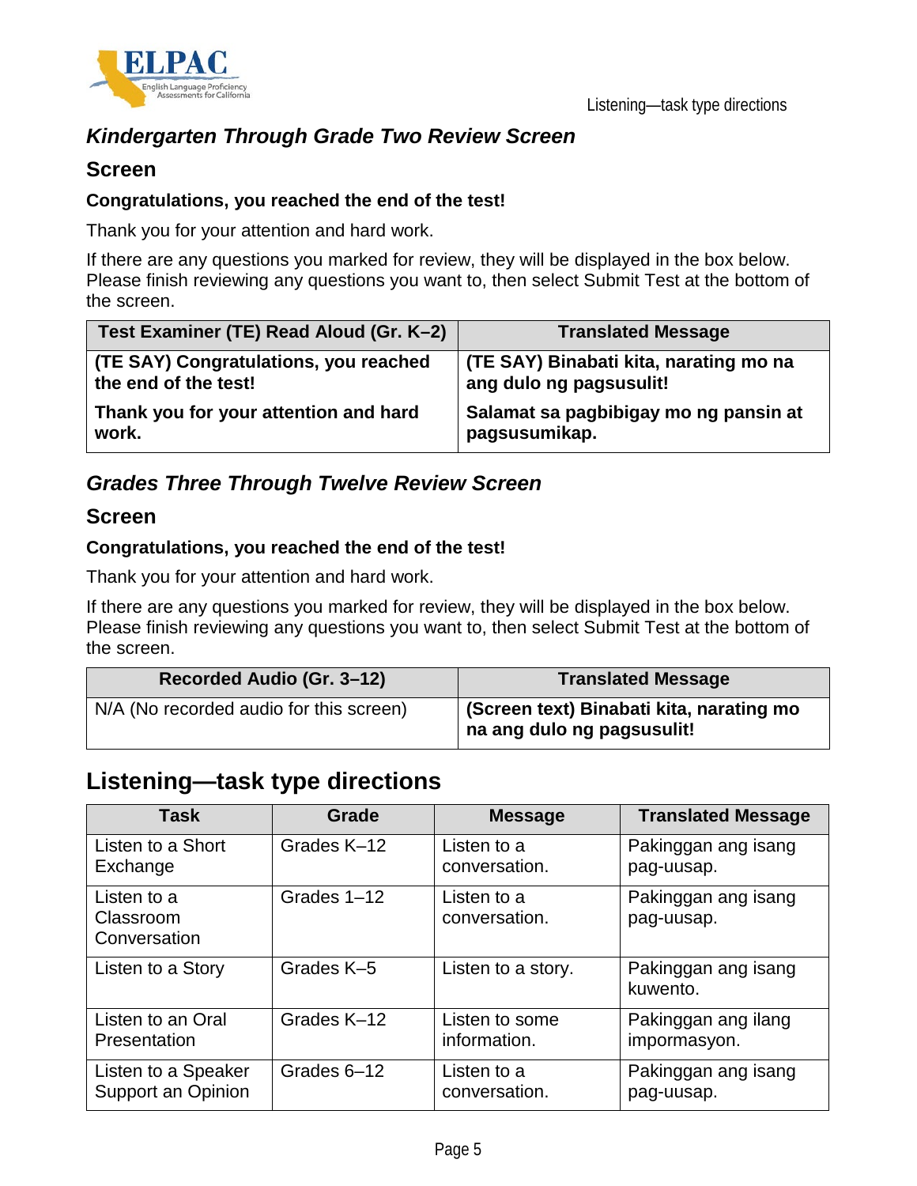### *Kindergarten Through Grade Two Review Screen*

#### Screen

**Congratulations, you reached the end of the test!**

Thank you for your attention and hard work.

If there are any questions you marked for review, they will be displayed in the box below. Please finish reviewing any questions you want to, then select Submit Test at the bottom of the screen.

| Test Examiner (TE) Read Aloud (Gr. K–2) | Translated Message |
|---|---|
| **(TE SAY) Congratulations, you reached the end of the test!**<br>**Thank you for your attention and hard work.** | **(TE SAY) Binabati kita, narating mo na ang dulo ng pagsusulit!**<br>**Salamat sa pagbibigay mo ng pansin at pagsusumikap.** |

### *Grades Three Through Twelve Review Screen*

#### Screen

**Congratulations, you reached the end of the test!**

Thank you for your attention and hard work.

If there are any questions you marked for review, they will be displayed in the box below. Please finish reviewing any questions you want to, then select Submit Test at the bottom of the screen.

| Recorded Audio (Gr. 3–12) | Translated Message |
|---|---|
| N/A (No recorded audio for this screen) | **(Screen text) Binabati kita, narating mo na ang dulo ng pagsusulit!** |

## Listening—task type directions

| Task | Grade | Message | Translated Message |
|---|---|---|---|
| Listen to a Short Exchange | Grades K–12 | Listen to a conversation. | Pakinggan ang isang pag-uusap. |
| Listen to a Classroom Conversation | Grades 1–12 | Listen to a conversation. | Pakinggan ang isang pag-uusap. |
| Listen to a Story | Grades K–5 | Listen to a story. | Pakinggan ang isang kuwento. |
| Listen to an Oral Presentation | Grades K–12 | Listen to some information. | Pakinggan ang ilang impormasyon. |
| Listen to a Speaker Support an Opinion | Grades 6–12 | Listen to a conversation. | Pakinggan ang isang pag-uusap. |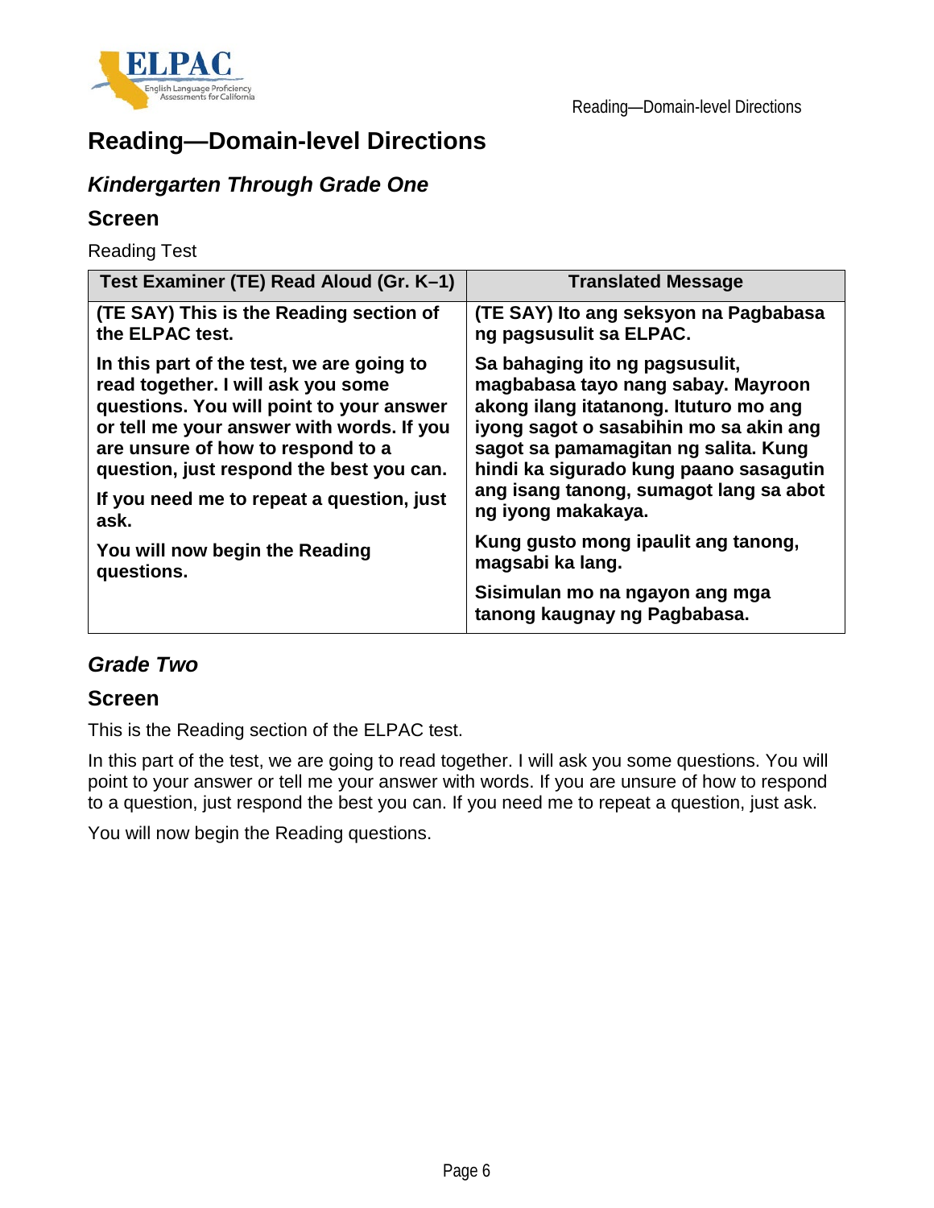# Reading—Domain-level Directions

## *Kindergarten Through Grade One*

### Screen

Reading Test

| Test Examiner (TE) Read Aloud (Gr. K–1) | Translated Message |
|---|---|
| **(TE SAY) This is the Reading section of the ELPAC test.** | **(TE SAY) Ito ang seksyon na Pagbabasa ng pagsusulit sa ELPAC.** |
| **In this part of the test, we are going to read together. I will ask you some questions. You will point to your answer or tell me your answer with words. If you are unsure of how to respond to a question, just respond the best you can.** | **Sa bahaging ito ng pagsusulit, magbabasa tayo nang sabay. Mayroon akong ilang itatanong. Ituturo mo ang iyong sagot o sasabihin mo sa akin ang sagot sa pamamagitan ng salita. Kung hindi ka sigurado kung paano sasagutin ang isang tanong, sumagot lang sa abot ng iyong makakaya.** |
| **If you need me to repeat a question, just ask.** | **Kung gusto mong ipaulit ang tanong, magsabi ka lang.** |
| **You will now begin the Reading questions.** | **Sisimulan mo na ngayon ang mga tanong kaugnay ng Pagbabasa.** |

## *Grade Two*

### Screen

This is the Reading section of the ELPAC test.

In this part of the test, we are going to read together. I will ask you some questions. You will point to your answer or tell me your answer with words. If you are unsure of how to respond to a question, just respond the best you can. If you need me to repeat a question, just ask.

You will now begin the Reading questions.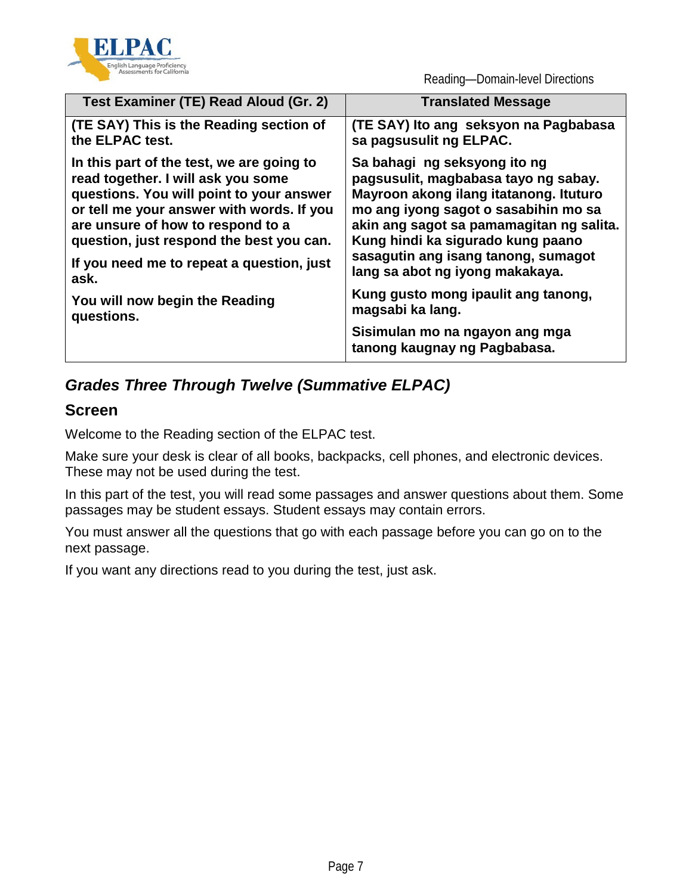| Test Examiner (TE) Read Aloud (Gr. 2) | Translated Message |
|---|---|
| **(TE SAY) This is the Reading section of the ELPAC test.** | **(TE SAY) Ito ang seksyon na Pagbabasa sa pagsusulit ng ELPAC.** |
| **In this part of the test, we are going to read together. I will ask you some questions. You will point to your answer or tell me your answer with words. If you are unsure of how to respond to a question, just respond the best you can.** | **Sa bahagi ng seksyong ito ng pagsusulit, magbabasa tayo ng sabay. Mayroon akong ilang itatanong. Ituturo mo ang iyong sagot o sasabihin mo sa akin ang sagot sa pamamagitan ng salita. Kung hindi ka sigurado kung paano sasagutin ang isang tanong, sumagot lang sa abot ng iyong makakaya.** |
| **If you need me to repeat a question, just ask.** | **Kung gusto mong ipaulit ang tanong, magsabi ka lang.** |
| **You will now begin the Reading questions.** | **Sisimulan mo na ngayon ang mga tanong kaugnay ng Pagbabasa.** |

## *Grades Three Through Twelve (Summative ELPAC)*

### Screen

Welcome to the Reading section of the ELPAC test.

Make sure your desk is clear of all books, backpacks, cell phones, and electronic devices. These may not be used during the test.

In this part of the test, you will read some passages and answer questions about them. Some passages may be student essays. Student essays may contain errors.

You must answer all the questions that go with each passage before you can go on to the next passage.

If you want any directions read to you during the test, just ask.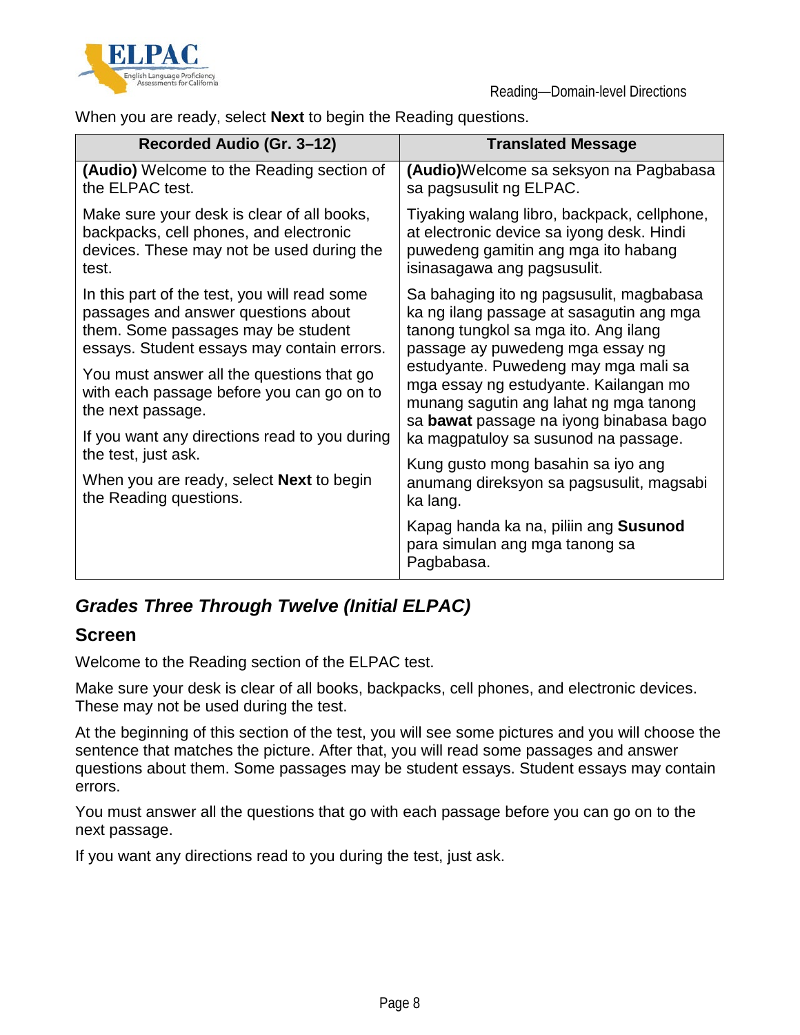When you are ready, select **Next** to begin the Reading questions.

| Recorded Audio (Gr. 3–12) | Translated Message |
|---|---|
| **(Audio)** Welcome to the Reading section of the ELPAC test. | **(Audio)**Welcome sa seksyon na Pagbabasa sa pagsusulit ng ELPAC. |
| Make sure your desk is clear of all books, backpacks, cell phones, and electronic devices. These may not be used during the test. | Tiyaking walang libro, backpack, cellphone, at electronic device sa iyong desk. Hindi puwedeng gamitin ang mga ito habang isinasagawa ang pagsusulit. |
| In this part of the test, you will read some passages and answer questions about them. Some passages may be student essays. Student essays may contain errors. You must answer all the questions that go with each passage before you can go on to the next passage. | Sa bahaging ito ng pagsusulit, magbabasa ka ng ilang passage at sasagutin ang mga tanong tungkol sa mga ito. Ang ilang passage ay puwedeng mga essay ng estudyante. Puwedeng may mga mali sa mga essay ng estudyante. Kailangan mo munang sagutin ang lahat ng mga tanong sa **bawat** passage na iyong binabasa bago ka magpatuloy sa susunod na passage. |
| If you want any directions read to you during the test, just ask. | Kung gusto mong basahin sa iyo ang anumang direksyon sa pagsusulit, magsabi ka lang. |
| When you are ready, select **Next** to begin the Reading questions. | Kapag handa ka na, piliin ang **Susunod** para simulan ang mga tanong sa Pagbabasa. |

## *Grades Three Through Twelve (Initial ELPAC)*

### Screen

Welcome to the Reading section of the ELPAC test.

Make sure your desk is clear of all books, backpacks, cell phones, and electronic devices. These may not be used during the test.

At the beginning of this section of the test, you will see some pictures and you will choose the sentence that matches the picture. After that, you will read some passages and answer questions about them. Some passages may be student essays. Student essays may contain errors.

You must answer all the questions that go with each passage before you can go on to the next passage.

If you want any directions read to you during the test, just ask.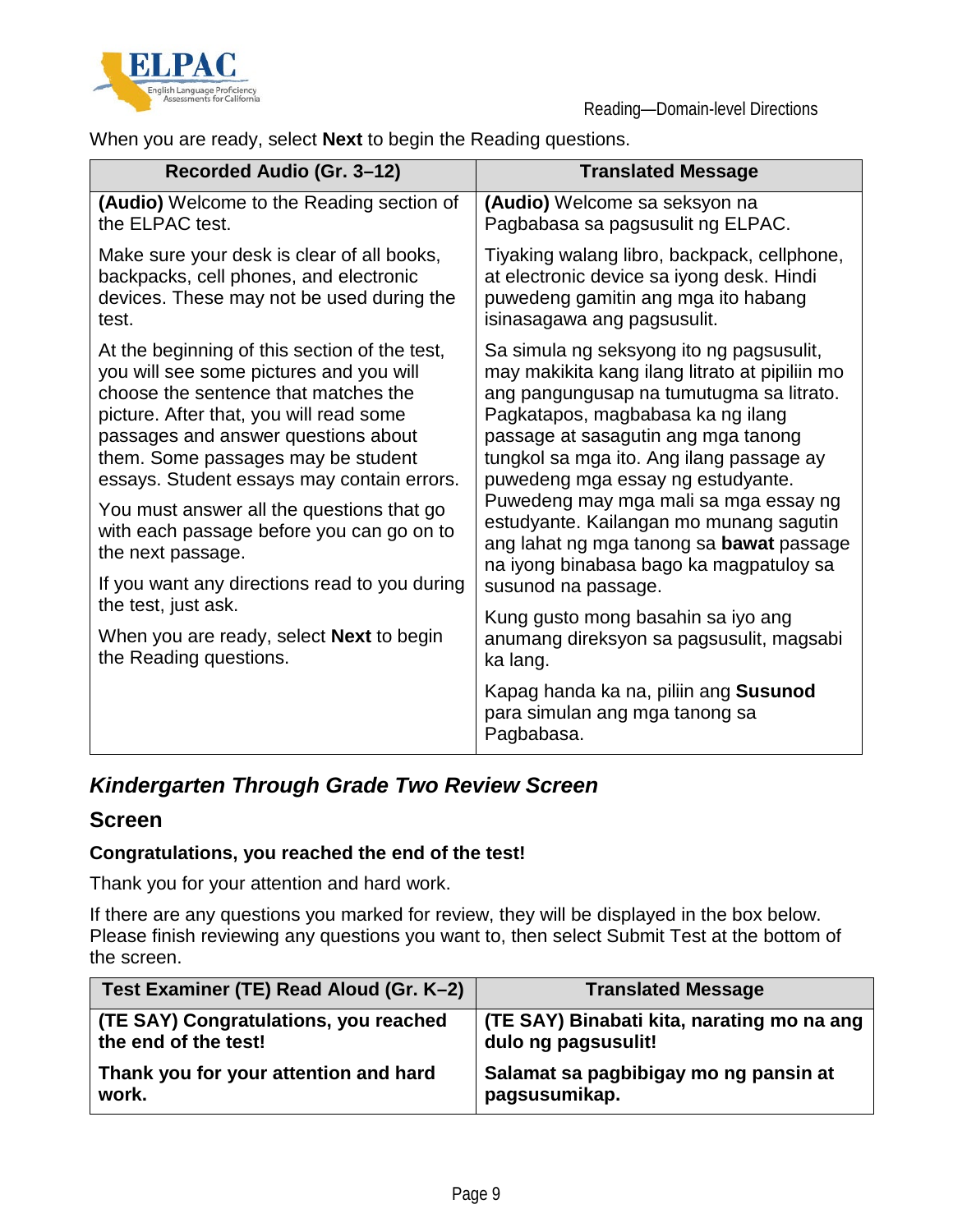When you are ready, select **Next** to begin the Reading questions.

| Recorded Audio (Gr. 3–12) | Translated Message |
|---|---|
| **(Audio)** Welcome to the Reading section of the ELPAC test. | **(Audio)** Welcome sa seksyon na Pagbabasa sa pagsusulit ng ELPAC. |
| Make sure your desk is clear of all books, backpacks, cell phones, and electronic devices. These may not be used during the test. | Tiyaking walang libro, backpack, cellphone, at electronic device sa iyong desk. Hindi puwedeng gamitin ang mga ito habang isinasagawa ang pagsusulit. |
| At the beginning of this section of the test, you will see some pictures and you will choose the sentence that matches the picture. After that, you will read some passages and answer questions about them. Some passages may be student essays. Student essays may contain errors. You must answer all the questions that go with each passage before you can go on to the next passage. | Sa simula ng seksyong ito ng pagsusulit, may makikita kang ilang litrato at pipiliin mo ang pangungusap na tumutugma sa litrato. Pagkatapos, magbabasa ka ng ilang passage at sasagutin ang mga tanong tungkol sa mga ito. Ang ilang passage ay puwedeng mga essay ng estudyante. Puwedeng may mga mali sa mga essay ng estudyante. Kailangan mo munang sagutin ang lahat ng mga tanong sa **bawat** passage na iyong binabasa bago ka magpatuloy sa susunod na passage. |
| If you want any directions read to you during the test, just ask. | Kung gusto mong basahin sa iyo ang anumang direksyon sa pagsusulit, magsabi ka lang. |
| When you are ready, select **Next** to begin the Reading questions. | Kapag handa ka na, piliin ang **Susunod** para simulan ang mga tanong sa Pagbabasa. |

## *Kindergarten Through Grade Two Review Screen*

### Screen

**Congratulations, you reached the end of the test!**

Thank you for your attention and hard work.

If there are any questions you marked for review, they will be displayed in the box below. Please finish reviewing any questions you want to, then select Submit Test at the bottom of the screen.

| Test Examiner (TE) Read Aloud (Gr. K–2) | Translated Message |
|---|---|
| **(TE SAY) Congratulations, you reached the end of the test!** | **(TE SAY) Binabati kita, narating mo na ang dulo ng pagsusulit!** |
| **Thank you for your attention and hard work.** | **Salamat sa pagbibigay mo ng pansin at pagsusumikap.** |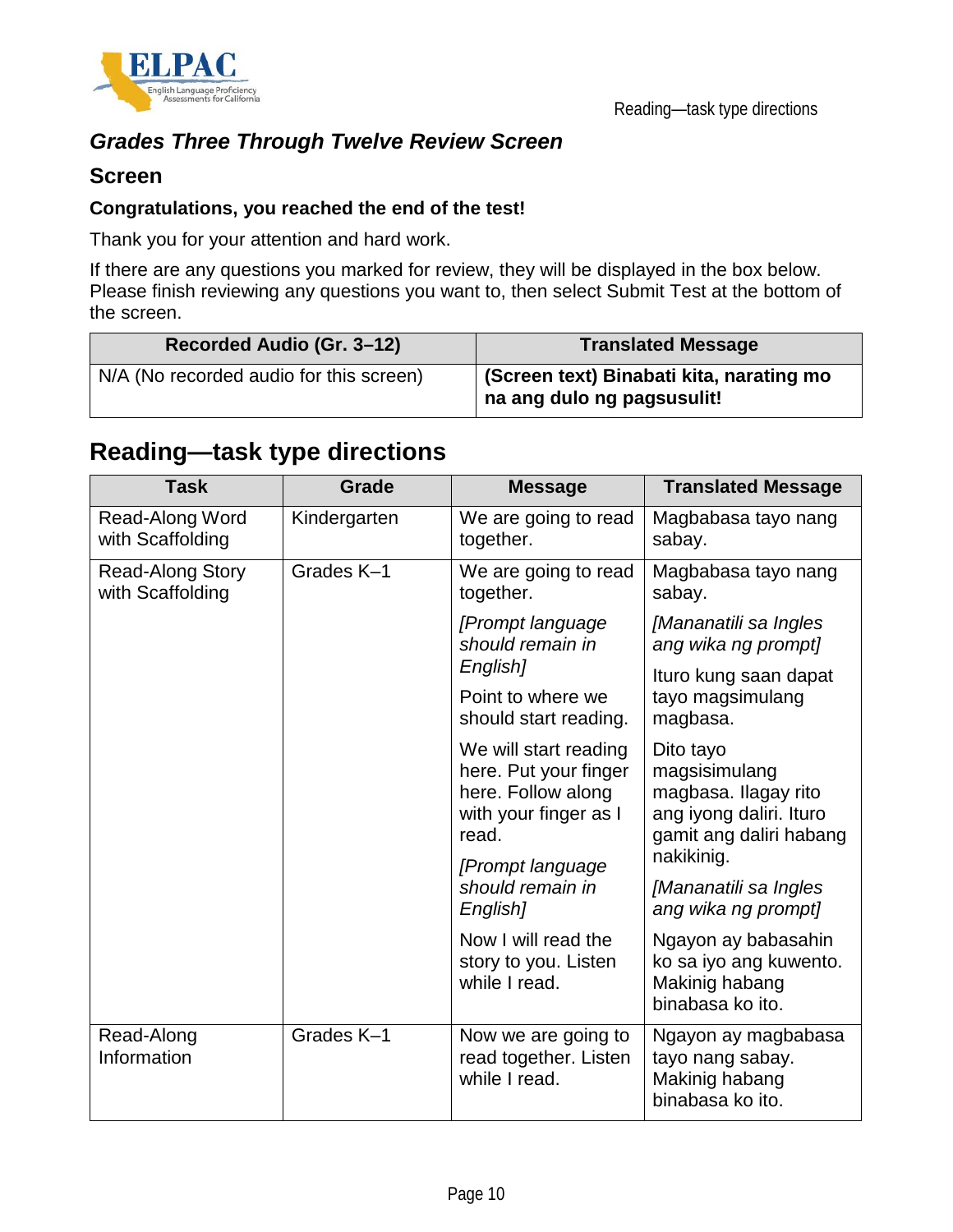### *Grades Three Through Twelve Review Screen*

### Screen

**Congratulations, you reached the end of the test!**

Thank you for your attention and hard work.

If there are any questions you marked for review, they will be displayed in the box below. Please finish reviewing any questions you want to, then select Submit Test at the bottom of the screen.

| Recorded Audio (Gr. 3–12) | Translated Message |
|---|---|
| N/A (No recorded audio for this screen) | **(Screen text) Binabati kita, narating mo na ang dulo ng pagsusulit!** |

## Reading—task type directions

| Task | Grade | Message | Translated Message |
|---|---|---|---|
| Read-Along Word with Scaffolding | Kindergarten | We are going to read together. | Magbabasa tayo nang sabay. |
| Read-Along Story with Scaffolding | Grades K–1 | We are going to read together. | Magbabasa tayo nang sabay. |
| | | *[Prompt language should remain in English]* Point to where we should start reading. | *[Mananatili sa Ingles ang wika ng prompt]* Ituro kung saan dapat tayo magsimulang magbasa. |
| | | We will start reading here. Put your finger here. Follow along with your finger as I read. | Dito tayo magsisimulang magbasa. Ilagay rito ang iyong daliri. Ituro gamit ang daliri habang nakikinig. |
| | | *[Prompt language should remain in English]* Now I will read the story to you. Listen while I read. | *[Mananatili sa Ingles ang wika ng prompt]* Ngayon ay babasahin ko sa iyo ang kuwento. Makinig habang binabasa ko ito. |
| Read-Along Information | Grades K–1 | Now we are going to read together. Listen while I read. | Ngayon ay magbabasa tayo nang sabay. Makinig habang binabasa ko ito. |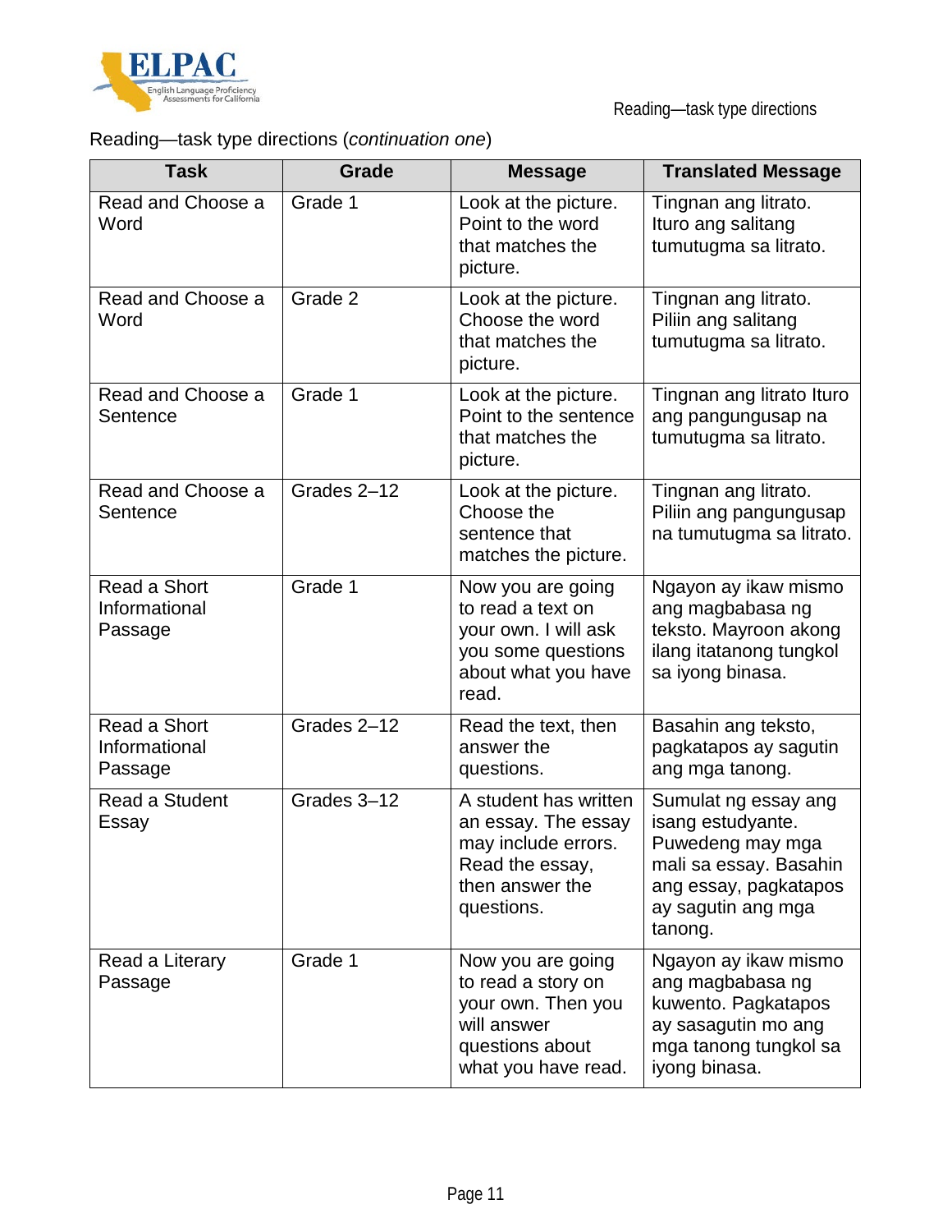Reading—task type directions (*continuation one*)

| Task | Grade | Message | Translated Message |
|---|---|---|---|
| Read and Choose a Word | Grade 1 | Look at the picture. Point to the word that matches the picture. | Tingnan ang litrato. Ituro ang salitang tumutugma sa litrato. |
| Read and Choose a Word | Grade 2 | Look at the picture. Choose the word that matches the picture. | Tingnan ang litrato. Piliin ang salitang tumutugma sa litrato. |
| Read and Choose a Sentence | Grade 1 | Look at the picture. Point to the sentence that matches the picture. | Tingnan ang litrato Ituro ang pangungusap na tumutugma sa litrato. |
| Read and Choose a Sentence | Grades 2–12 | Look at the picture. Choose the sentence that matches the picture. | Tingnan ang litrato. Piliin ang pangungusap na tumutugma sa litrato. |
| Read a Short Informational Passage | Grade 1 | Now you are going to read a text on your own. I will ask you some questions about what you have read. | Ngayon ay ikaw mismo ang magbabasa ng teksto. Mayroon akong ilang itatanong tungkol sa iyong binasa. |
| Read a Short Informational Passage | Grades 2–12 | Read the text, then answer the questions. | Basahin ang teksto, pagkatapos ay sagutin ang mga tanong. |
| Read a Student Essay | Grades 3–12 | A student has written an essay. The essay may include errors. Read the essay, then answer the questions. | Sumulat ng essay ang isang estudyante. Puwedeng may mga mali sa essay. Basahin ang essay, pagkatapos ay sagutin ang mga tanong. |
| Read a Literary Passage | Grade 1 | Now you are going to read a story on your own. Then you will answer questions about what you have read. | Ngayon ay ikaw mismo ang magbabasa ng kuwento. Pagkatapos ay sasagutin mo ang mga tanong tungkol sa iyong binasa. |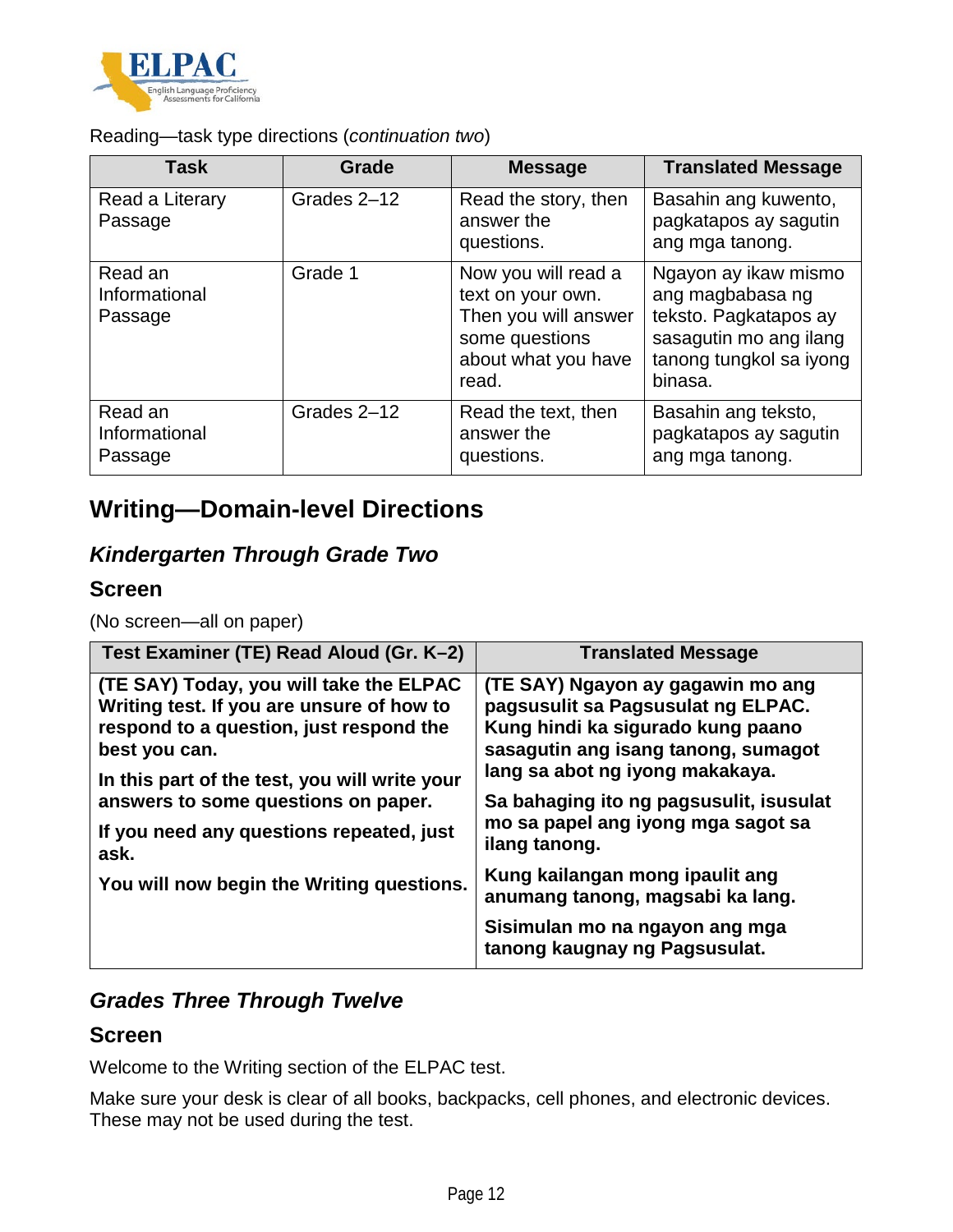Reading—task type directions (*continuation two*)

| Task | Grade | Message | Translated Message |
| --- | --- | --- | --- |
| Read a Literary Passage | Grades 2–12 | Read the story, then answer the questions. | Basahin ang kuwento, pagkatapos ay sagutin ang mga tanong. |
| Read an Informational Passage | Grade 1 | Now you will read a text on your own. Then you will answer some questions about what you have read. | Ngayon ay ikaw mismo ang magbabasa ng teksto. Pagkatapos ay sasagutin mo ang ilang tanong tungkol sa iyong binasa. |
| Read an Informational Passage | Grades 2–12 | Read the text, then answer the questions. | Basahin ang teksto, pagkatapos ay sagutin ang mga tanong. |

## Writing—Domain-level Directions

### *Kindergarten Through Grade Two*

### Screen

(No screen—all on paper)

| Test Examiner (TE) Read Aloud (Gr. K–2) | Translated Message |
| --- | --- |
| **(TE SAY) Today, you will take the ELPAC Writing test. If you are unsure of how to respond to a question, just respond the best you can.** **In this part of the test, you will write your answers to some questions on paper.** **If you need any questions repeated, just ask.** **You will now begin the Writing questions.** | **(TE SAY) Ngayon ay gagawin mo ang pagsusulit sa Pagsusulat ng ELPAC. Kung hindi ka sigurado kung paano sasagutin ang isang tanong, sumagot lang sa abot ng iyong makakaya.** **Sa bahaging ito ng pagsusulit, isusulat mo sa papel ang iyong mga sagot sa ilang tanong.** **Kung kailangan mong ipaulit ang anumang tanong, magsabi ka lang.** **Sisimulan mo na ngayon ang mga tanong kaugnay ng Pagsusulat.** |

### *Grades Three Through Twelve*

### Screen

Welcome to the Writing section of the ELPAC test.

Make sure your desk is clear of all books, backpacks, cell phones, and electronic devices. These may not be used during the test.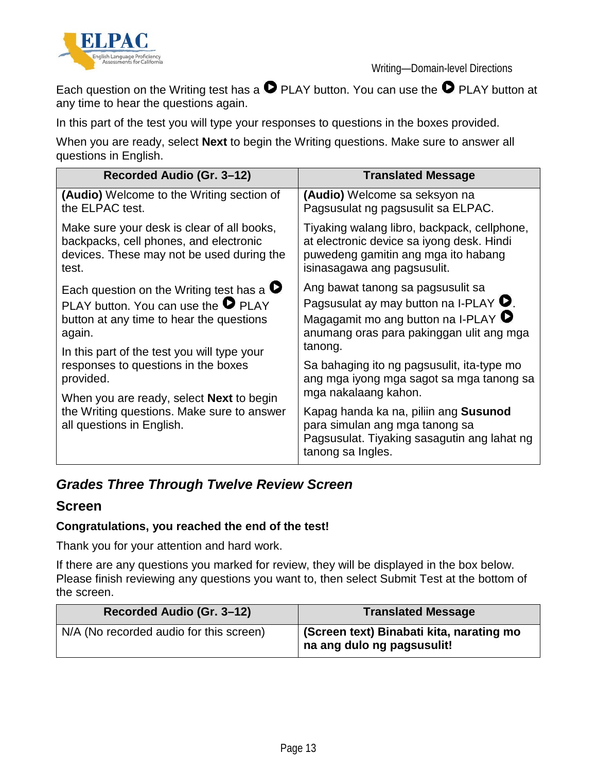Each question on the Writing test has a ▶ PLAY button. You can use the ▶ PLAY button at any time to hear the questions again.

In this part of the test you will type your responses to questions in the boxes provided.

When you are ready, select **Next** to begin the Writing questions. Make sure to answer all questions in English.

| Recorded Audio (Gr. 3–12) | Translated Message |
|---|---|
| **(Audio)** Welcome to the Writing section of the ELPAC test.<br><br>Make sure your desk is clear of all books, backpacks, cell phones, and electronic devices. These may not be used during the test.<br><br>Each question on the Writing test has a ▶ PLAY button. You can use the ▶ PLAY button at any time to hear the questions again.<br><br>In this part of the test you will type your responses to questions in the boxes provided.<br><br>When you are ready, select **Next** to begin the Writing questions. Make sure to answer all questions in English. | **(Audio)** Welcome sa seksyon na Pagsusulat ng pagsusulit sa ELPAC.<br><br>Tiyaking walang libro, backpack, cellphone, at electronic device sa iyong desk. Hindi puwedeng gamitin ang mga ito habang isinasagawa ang pagsusulit.<br><br>Ang bawat tanong sa pagsusulit sa Pagsusulat ay may button na I-PLAY ▶. Magagamit mo ang button na I-PLAY ▶ anumang oras para pakinggan ulit ang mga tanong.<br><br>Sa bahaging ito ng pagsusulit, ita-type mo ang mga iyong mga sagot sa mga tanong sa mga nakalaang kahon.<br><br>Kapag handa ka na, piliin ang **Susunod** para simulan ang mga tanong sa Pagsusulat. Tiyaking sasagutin ang lahat ng tanong sa Ingles. |

## *Grades Three Through Twelve Review Screen*

### Screen

**Congratulations, you reached the end of the test!**

Thank you for your attention and hard work.

If there are any questions you marked for review, they will be displayed in the box below. Please finish reviewing any questions you want to, then select Submit Test at the bottom of the screen.

| Recorded Audio (Gr. 3–12) | Translated Message |
|---|---|
| N/A (No recorded audio for this screen) | **(Screen text) Binabati kita, narating mo na ang dulo ng pagsusulit!** |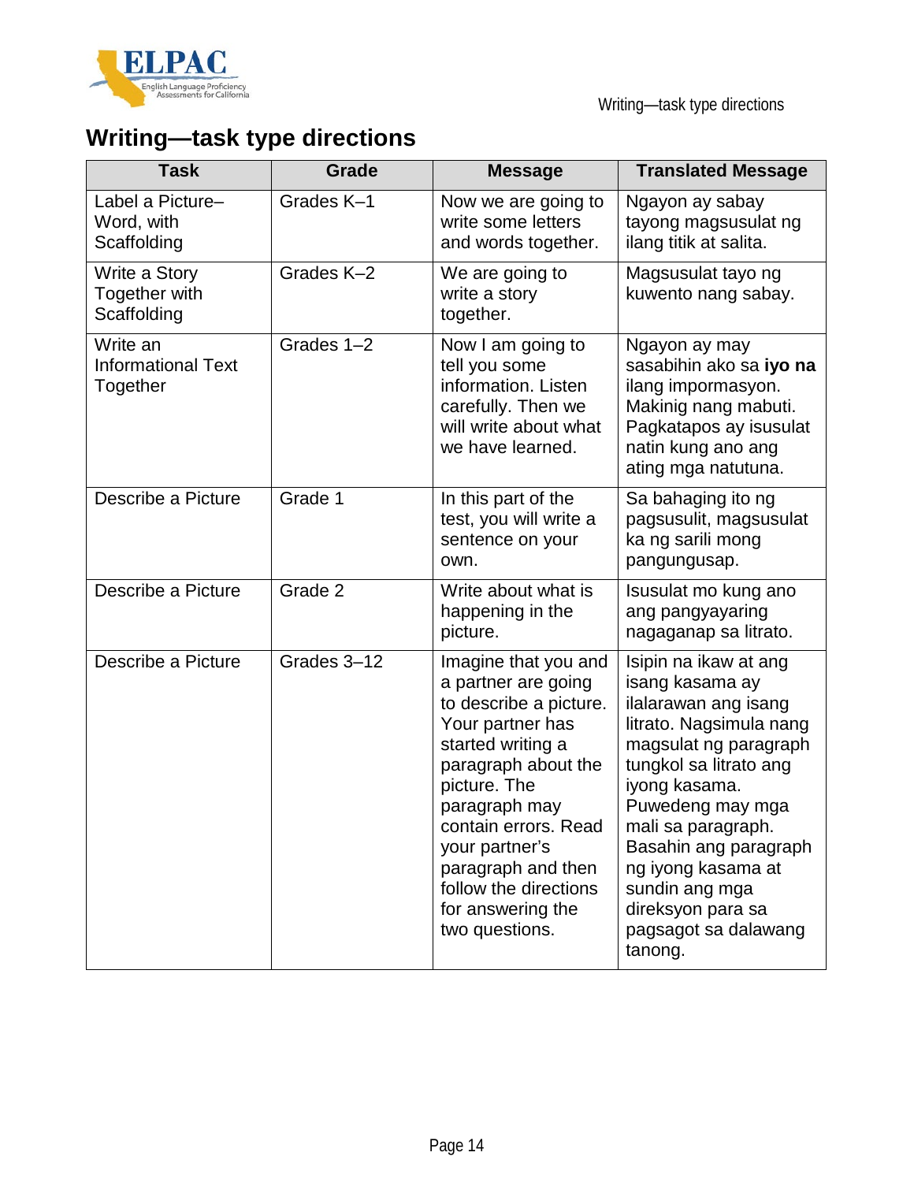# Writing—task type directions

| Task | Grade | Message | Translated Message |
|---|---|---|---|
| Label a Picture–Word, with Scaffolding | Grades K–1 | Now we are going to write some letters and words together. | Ngayon ay sabay tayong magsusulat ng ilang titik at salita. |
| Write a Story Together with Scaffolding | Grades K–2 | We are going to write a story together. | Magsusulat tayo ng kuwento nang sabay. |
| Write an Informational Text Together | Grades 1–2 | Now I am going to tell you some information. Listen carefully. Then we will write about what we have learned. | Ngayon ay may sasabihin ako sa **iyo na** ilang impormasyon. Makinig nang mabuti. Pagkatapos ay isusulat natin kung ano ang ating mga natutuna. |
| Describe a Picture | Grade 1 | In this part of the test, you will write a sentence on your own. | Sa bahaging ito ng pagsusulit, magsusulat ka ng sarili mong pangungusap. |
| Describe a Picture | Grade 2 | Write about what is happening in the picture. | Isusulat mo kung ano ang pangyayaring nagaganap sa litrato. |
| Describe a Picture | Grades 3–12 | Imagine that you and a partner are going to describe a picture. Your partner has started writing a paragraph about the picture. The paragraph may contain errors. Read your partner's paragraph and then follow the directions for answering the two questions. | Isipin na ikaw at ang isang kasama ay ilalarawan ang isang litrato. Nagsimula nang magsulat ng paragraph tungkol sa litrato ang iyong kasama. Puwedeng may mga mali sa paragraph. Basahin ang paragraph ng iyong kasama at sundin ang mga direksyon para sa pagsagot sa dalawang tanong. |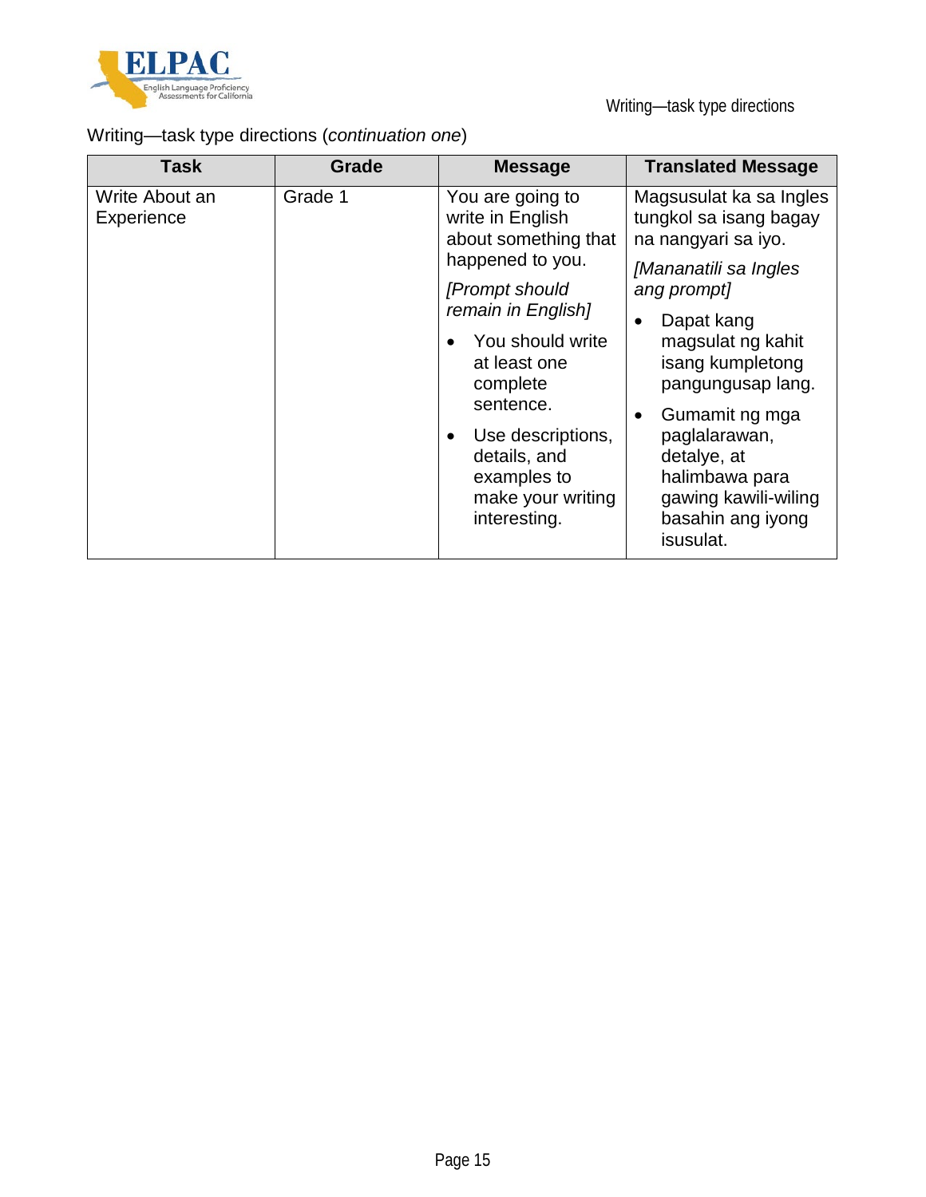Writing—task type directions (*continuation one*)

| Task | Grade | Message | Translated Message |
|---|---|---|---|
| Write About an Experience | Grade 1 | You are going to write in English about something that happened to you.<br>*[Prompt should remain in English]*<br>• You should write at least one complete sentence.<br>• Use descriptions, details, and examples to make your writing interesting. | Magsusulat ka sa Ingles tungkol sa isang bagay na nangyari sa iyo.<br>*[Mananatili sa Ingles ang prompt]*<br>• Dapat kang magsulat ng kahit isang kumpletong pangungusap lang.<br>• Gumamit ng mga paglalarawan, detalye, at halimbawa para gawing kawili-wiling basahin ang iyong isusulat. |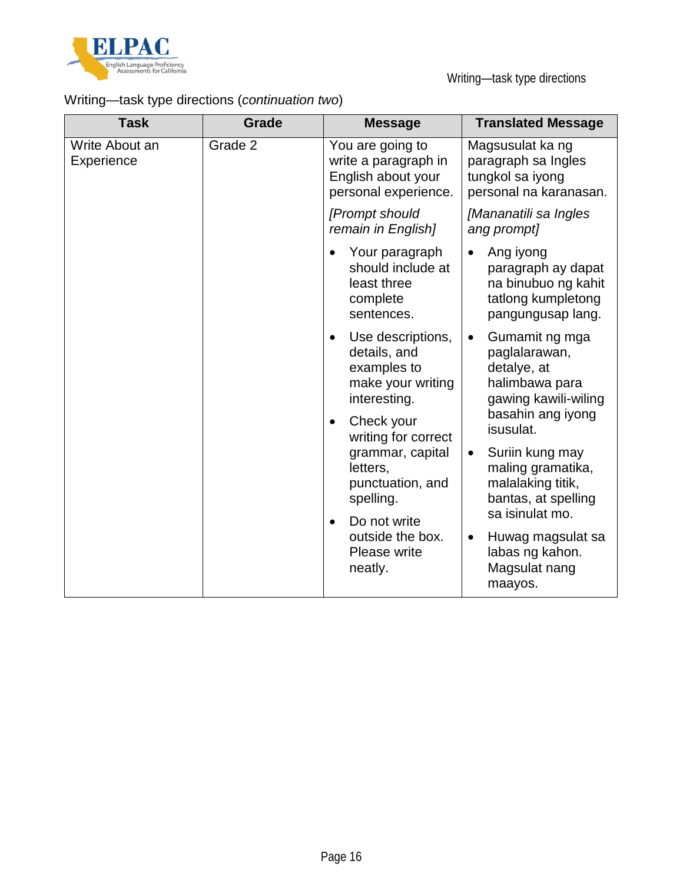Writing—task type directions (*continuation two*)

| Task | Grade | Message | Translated Message |
|---|---|---|---|
| Write About an Experience | Grade 2 | You are going to write a paragraph in English about your personal experience.<br><br>*[Prompt should remain in English]*<br><br>• Your paragraph should include at least three complete sentences.<br>• Use descriptions, details, and examples to make your writing interesting.<br>• Check your writing for correct grammar, capital letters, punctuation, and spelling.<br>• Do not write outside the box. Please write neatly. | Magsusulat ka ng paragraph sa Ingles tungkol sa iyong personal na karanasan.<br><br>*[Mananatili sa Ingles ang prompt]*<br><br>• Ang iyong paragraph ay dapat na binubuo ng kahit tatlong kumpletong pangungusap lang.<br>• Gumamit ng mga paglalarawan, detalye, at halimbawa para gawing kawili-wiling basahin ang iyong isusulat.<br>• Suriin kung may maling gramatika, malalaking titik, bantas, at spelling sa isinulat mo.<br>• Huwag magsulat sa labas ng kahon. Magsulat nang maayos. |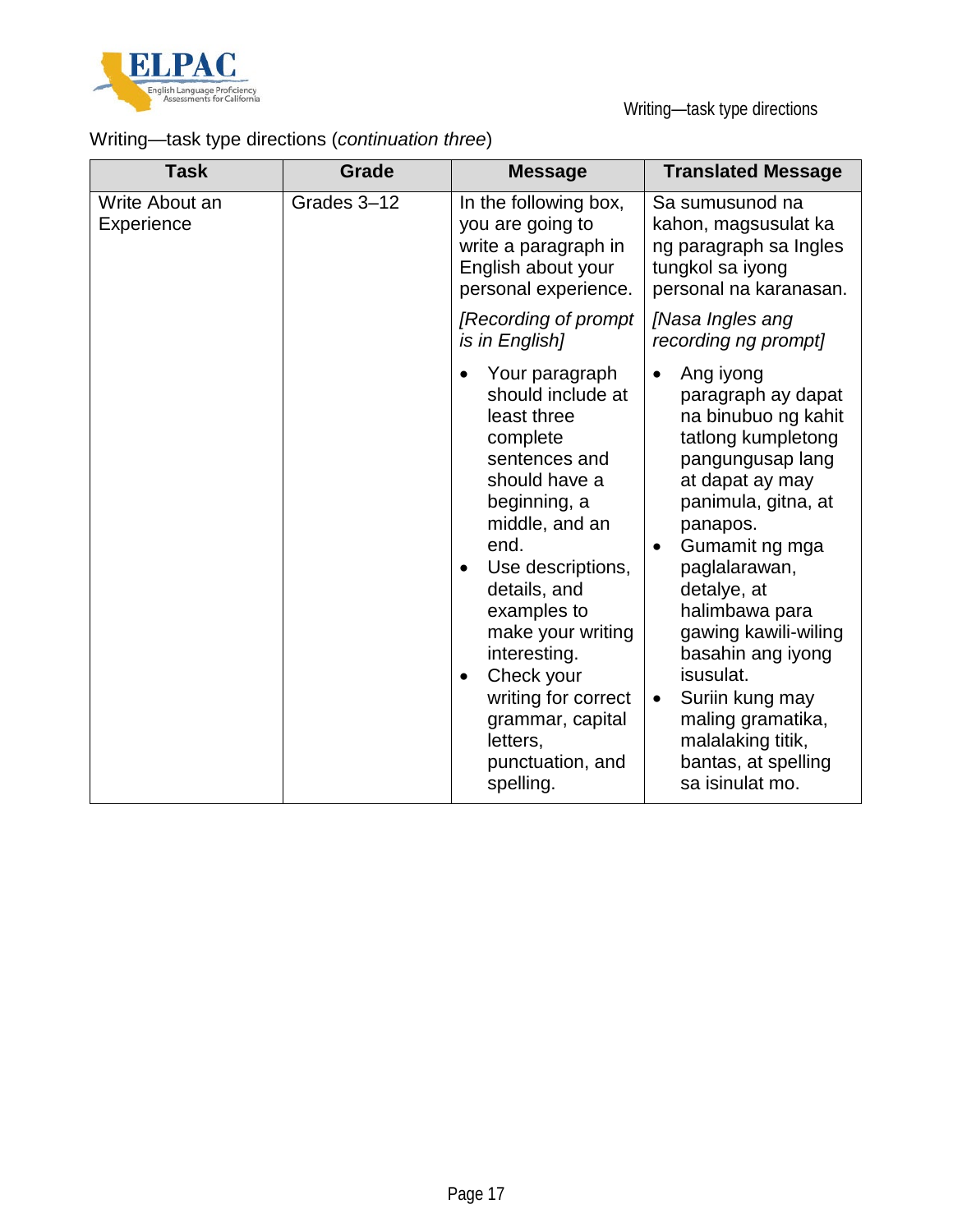Writing—task type directions (*continuation three*)

| Task | Grade | Message | Translated Message |
|---|---|---|---|
| Write About an Experience | Grades 3–12 | In the following box, you are going to write a paragraph in English about your personal experience. *[Recording of prompt is in English]* <br>• Your paragraph should include at least three complete sentences and should have a beginning, a middle, and an end.<br>• Use descriptions, details, and examples to make your writing interesting.<br>• Check your writing for correct grammar, capital letters, punctuation, and spelling. | Sa sumusunod na kahon, magsusulat ka ng paragraph sa Ingles tungkol sa iyong personal na karanasan. *[Nasa Ingles ang recording ng prompt]* <br>• Ang iyong paragraph ay dapat na binubuo ng kahit tatlong kumpletong pangungusap lang at dapat ay may panimula, gitna, at panapos.<br>• Gumamit ng mga paglalarawan, detalye, at halimbawa para gawing kawili-wiling basahin ang iyong isusulat.<br>• Suriin kung may maling gramatika, malalaking titik, bantas, at spelling sa isinulat mo. |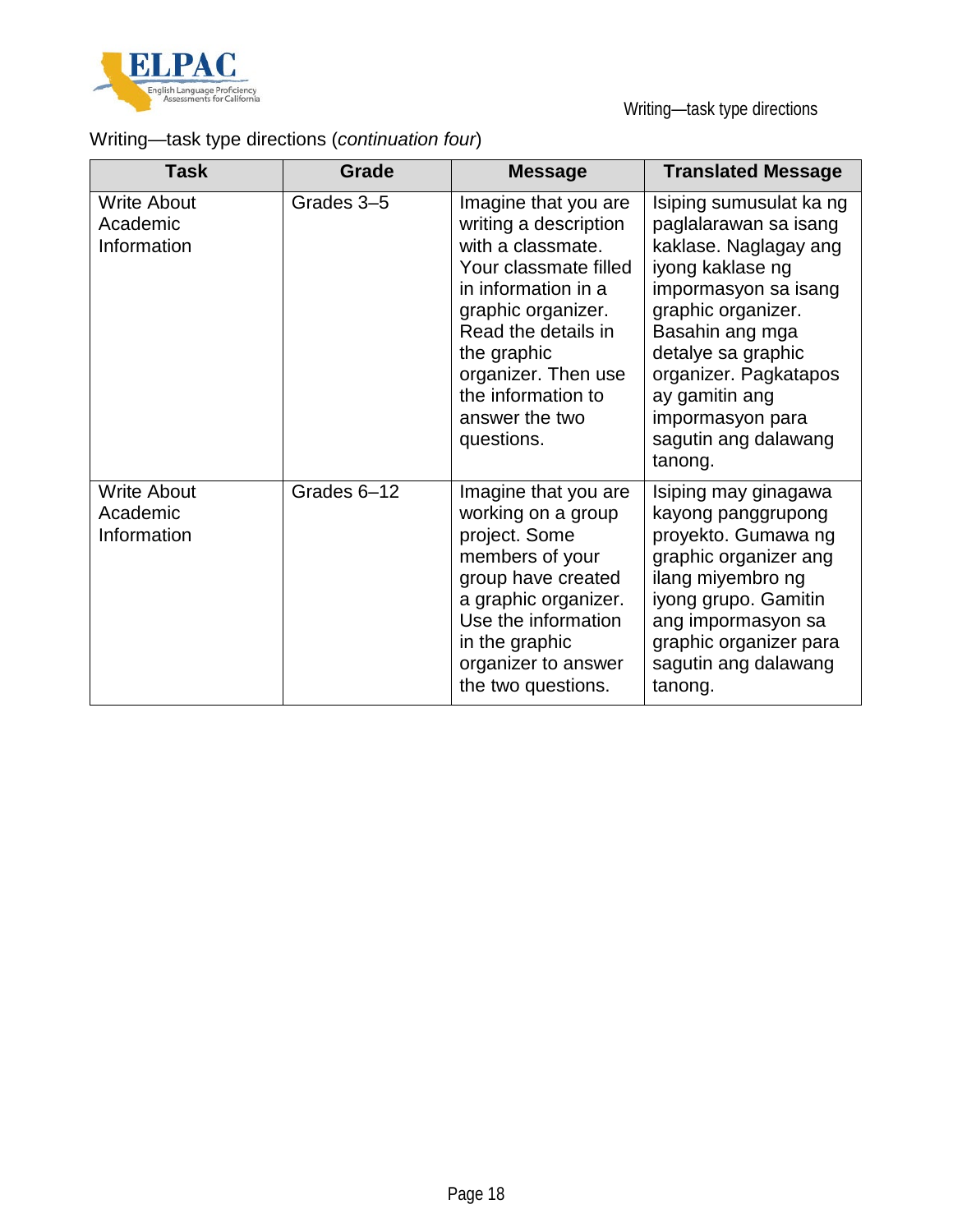Writing—task type directions (*continuation four*)

| Task | Grade | Message | Translated Message |
| --- | --- | --- | --- |
| Write About Academic Information | Grades 3–5 | Imagine that you are writing a description with a classmate. Your classmate filled in information in a graphic organizer. Read the details in the graphic organizer. Then use the information to answer the two questions. | Isiping sumusulat ka ng paglalarawan sa isang kaklase. Naglagay ang iyong kaklase ng impormasyon sa isang graphic organizer. Basahin ang mga detalye sa graphic organizer. Pagkatapos ay gamitin ang impormasyon para sagutin ang dalawang tanong. |
| Write About Academic Information | Grades 6–12 | Imagine that you are working on a group project. Some members of your group have created a graphic organizer. Use the information in the graphic organizer to answer the two questions. | Isiping may ginagawa kayong panggrupong proyekto. Gumawa ng graphic organizer ang ilang miyembro ng iyong grupo. Gamitin ang impormasyon sa graphic organizer para sagutin ang dalawang tanong. |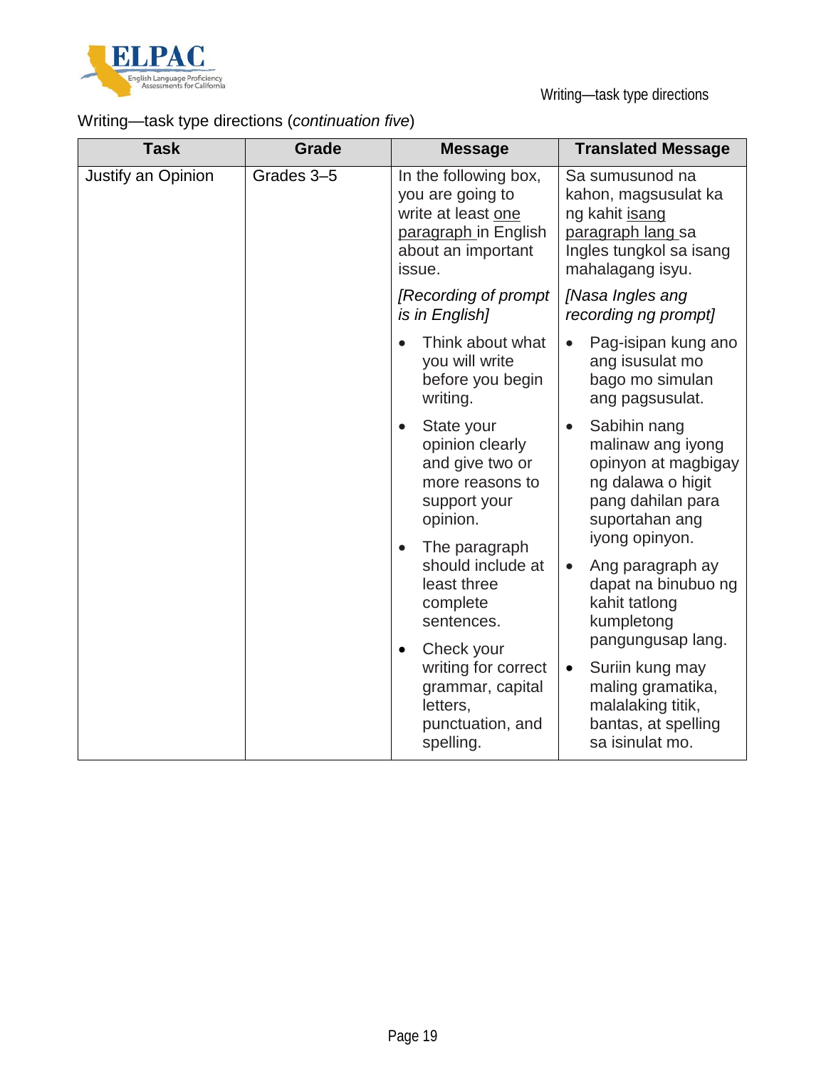Writing—task type directions (*continuation five*)

| Task | Grade | Message | Translated Message |
| --- | --- | --- | --- |
| Justify an Opinion | Grades 3–5 | In the following box, you are going to write at least <u>one paragraph</u> in English about an important issue. | Sa sumusunod na kahon, magsusulat ka ng kahit <u>isang paragraph lang</u> sa Ingles tungkol sa isang mahalagang isyu. |
| | | *[Recording of prompt is in English]* | *[Nasa Ingles ang recording ng prompt]* |
| | | • Think about what you will write before you begin writing. | • Pag-isipan kung ano ang isusulat mo bago mo simulan ang pagsusulat. |
| | | • State your opinion clearly and give two or more reasons to support your opinion. | • Sabihin nang malinaw ang iyong opinyon at magbigay ng dalawa o higit pang dahilan para suportahan ang iyong opinyon. |
| | | • The paragraph should include at least three complete sentences. | • Ang paragraph ay dapat na binubuo ng kahit tatlong kumpletong pangungusap lang. |
| | | • Check your writing for correct grammar, capital letters, punctuation, and spelling. | • Suriin kung may maling gramatika, malalaking titik, bantas, at spelling sa isinulat mo. |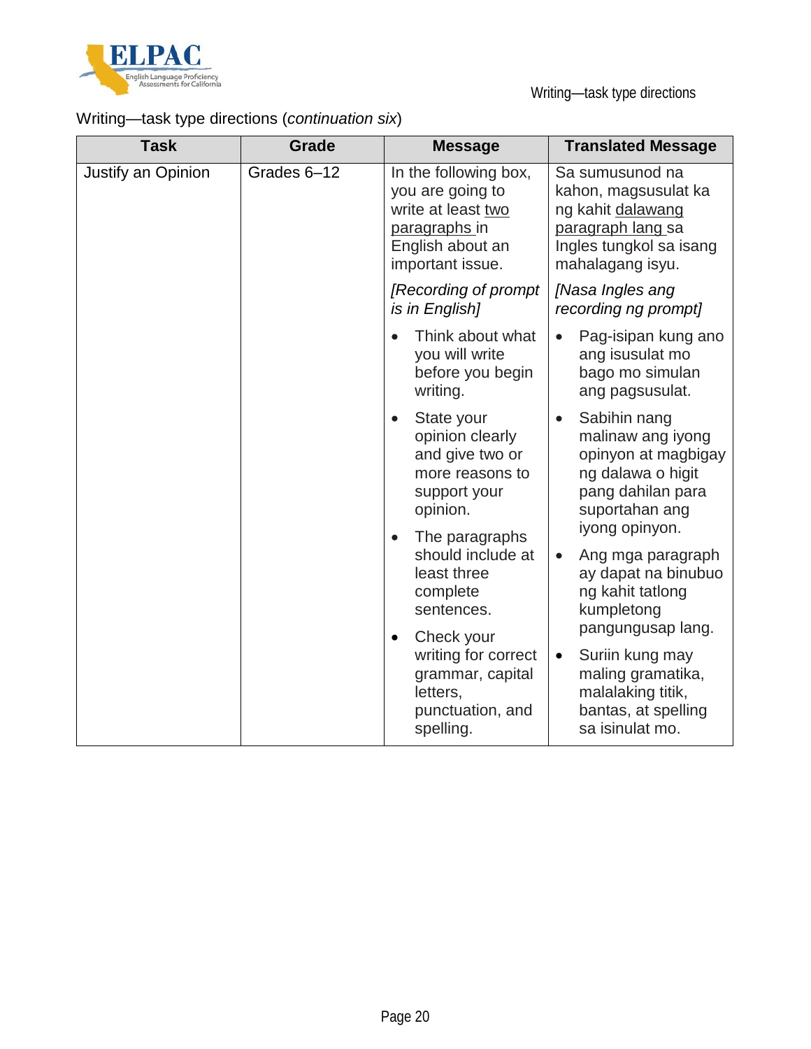Writing—task type directions (*continuation six*)

| Task | Grade | Message | Translated Message |
|---|---|---|---|
| Justify an Opinion | Grades 6–12 | In the following box, you are going to write at least two paragraphs in English about an important issue.<br><br>*[Recording of prompt is in English]*<br><br>• Think about what you will write before you begin writing.<br>• State your opinion clearly and give two or more reasons to support your opinion.<br>• The paragraphs should include at least three complete sentences.<br>• Check your writing for correct grammar, capital letters, punctuation, and spelling. | Sa sumusunod na kahon, magsusulat ka ng kahit dalawang paragraph lang sa Ingles tungkol sa isang mahalagang isyu.<br><br>*[Nasa Ingles ang recording ng prompt]*<br><br>• Pag-isipan kung ano ang isusulat mo bago mo simulan ang pagsusulat.<br>• Sabihin nang malinaw ang iyong opinyon at magbigay ng dalawa o higit pang dahilan para suportahan ang iyong opinyon.<br>• Ang mga paragraph ay dapat na binubuo ng kahit tatlong kumpletong pangungusap lang.<br>• Suriin kung may maling gramatika, malalaking titik, bantas, at spelling sa isinulat mo. |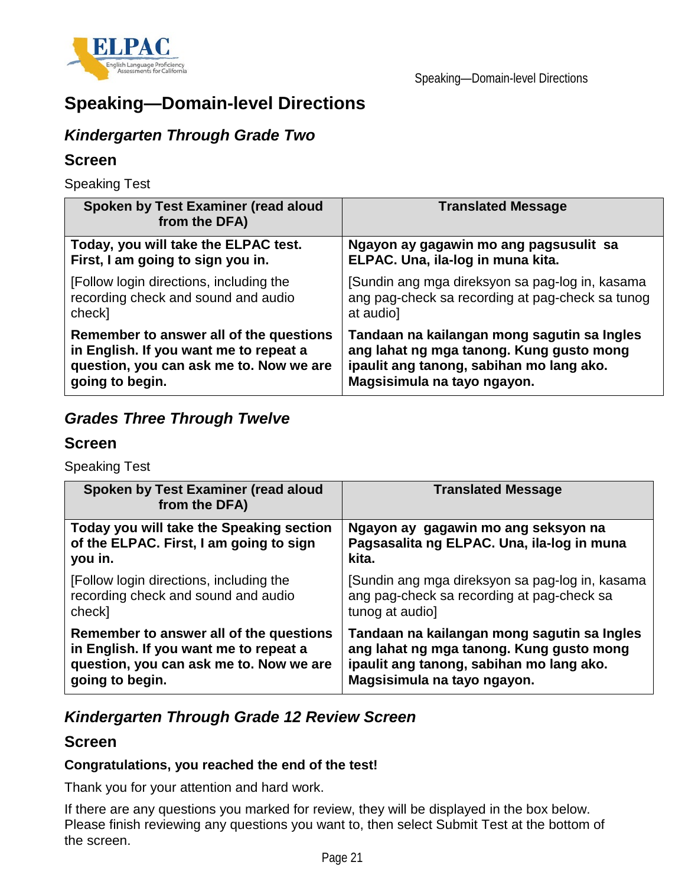# Speaking—Domain-level Directions

## *Kindergarten Through Grade Two*

### Screen

Speaking Test

| Spoken by Test Examiner (read aloud from the DFA) | Translated Message |
|---|---|
| **Today, you will take the ELPAC test. First, I am going to sign you in.** | **Ngayon ay gagawin mo ang pagsusulit sa ELPAC. Una, ila-log in muna kita.** |
| [Follow login directions, including the recording check and sound and audio check] | [Sundin ang mga direksyon sa pag-log in, kasama ang pag-check sa recording at pag-check sa tunog at audio] |
| **Remember to answer all of the questions in English. If you want me to repeat a question, you can ask me to. Now we are going to begin.** | **Tandaan na kailangan mong sagutin sa Ingles ang lahat ng mga tanong. Kung gusto mong ipaulit ang tanong, sabihan mo lang ako. Magsisimula na tayo ngayon.** |

## *Grades Three Through Twelve*

### Screen

Speaking Test

| Spoken by Test Examiner (read aloud from the DFA) | Translated Message |
|---|---|
| **Today you will take the Speaking section of the ELPAC. First, I am going to sign you in.** | **Ngayon ay gagawin mo ang seksyon na Pagsasalita ng ELPAC. Una, ila-log in muna kita.** |
| [Follow login directions, including the recording check and sound and audio check] | [Sundin ang mga direksyon sa pag-log in, kasama ang pag-check sa recording at pag-check sa tunog at audio] |
| **Remember to answer all of the questions in English. If you want me to repeat a question, you can ask me to. Now we are going to begin.** | **Tandaan na kailangan mong sagutin sa Ingles ang lahat ng mga tanong. Kung gusto mong ipaulit ang tanong, sabihan mo lang ako. Magsisimula na tayo ngayon.** |

## *Kindergarten Through Grade 12 Review Screen*

### Screen

**Congratulations, you reached the end of the test!**

Thank you for your attention and hard work.

If there are any questions you marked for review, they will be displayed in the box below. Please finish reviewing any questions you want to, then select Submit Test at the bottom of the screen.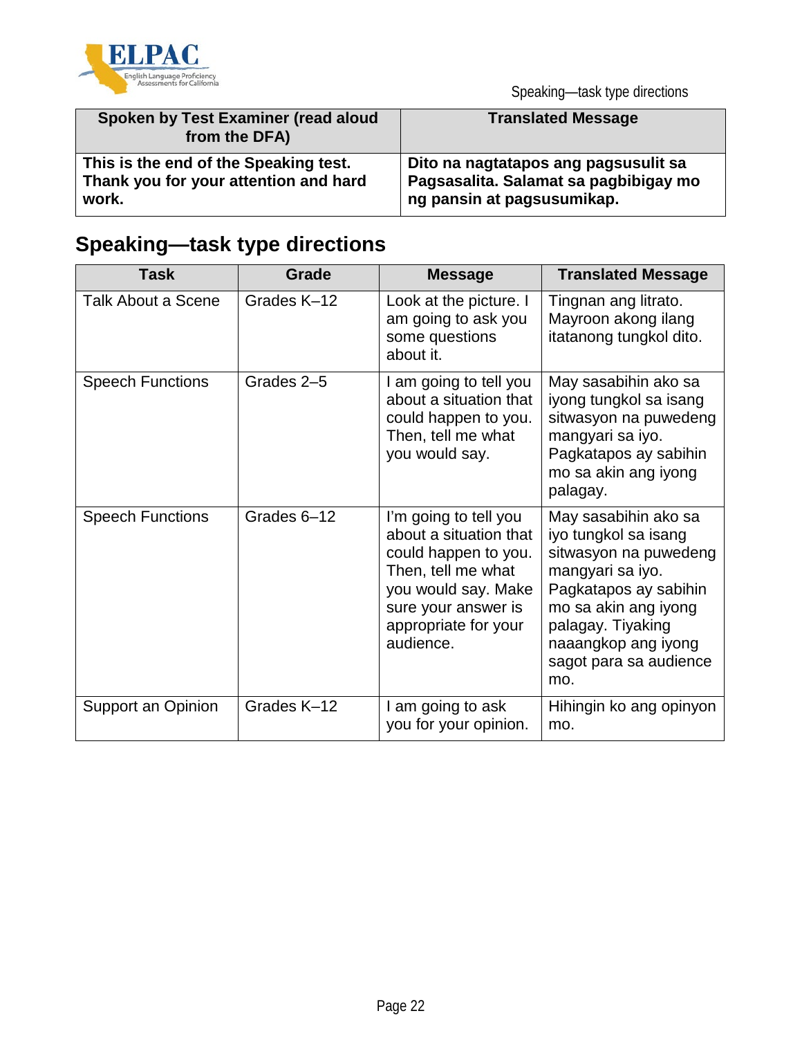| Spoken by Test Examiner (read aloud from the DFA) | Translated Message |
|---|---|
| **This is the end of the Speaking test. Thank you for your attention and hard work.** | **Dito na nagtatapos ang pagsusulit sa Pagsasalita. Salamat sa pagbibigay mo ng pansin at pagsusumikap.** |

## Speaking—task type directions

| Task | Grade | Message | Translated Message |
|---|---|---|---|
| Talk About a Scene | Grades K–12 | Look at the picture. I am going to ask you some questions about it. | Tingnan ang litrato. Mayroon akong ilang itatanong tungkol dito. |
| Speech Functions | Grades 2–5 | I am going to tell you about a situation that could happen to you. Then, tell me what you would say. | May sasabihin ako sa iyong tungkol sa isang sitwasyon na puwedeng mangyari sa iyo. Pagkatapos ay sabihin mo sa akin ang iyong palagay. |
| Speech Functions | Grades 6–12 | I'm going to tell you about a situation that could happen to you. Then, tell me what you would say. Make sure your answer is appropriate for your audience. | May sasabihin ako sa iyo tungkol sa isang sitwasyon na puwedeng mangyari sa iyo. Pagkatapos ay sabihin mo sa akin ang iyong palagay. Tiyaking naaangkop ang iyong sagot para sa audience mo. |
| Support an Opinion | Grades K–12 | I am going to ask you for your opinion. | Hihingin ko ang opinyon mo. |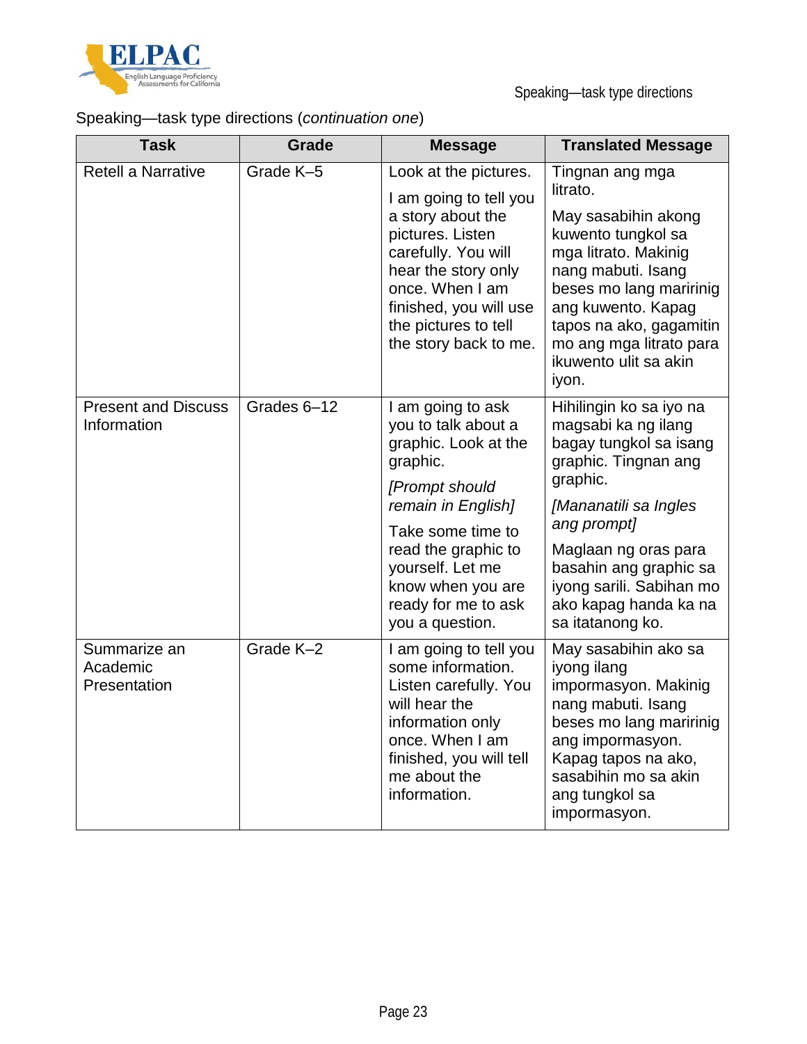Speaking—task type directions (*continuation one*)

| Task | Grade | Message | Translated Message |
| --- | --- | --- | --- |
| Retell a Narrative | Grade K–5 | Look at the pictures.<br><br>I am going to tell you a story about the pictures. Listen carefully. You will hear the story only once. When I am finished, you will use the pictures to tell the story back to me. | Tingnan ang mga litrato.<br><br>May sasabihin akong kuwento tungkol sa mga litrato. Makinig nang mabuti. Isang beses mo lang maririnig ang kuwento. Kapag tapos na ako, gagamitin mo ang mga litrato para ikuwento ulit sa akin iyon. |
| Present and Discuss Information | Grades 6–12 | I am going to ask you to talk about a graphic. Look at the graphic.<br><br>*[Prompt should remain in English]*<br><br>Take some time to read the graphic to yourself. Let me know when you are ready for me to ask you a question. | Hihilingin ko sa iyo na magsabi ka ng ilang bagay tungkol sa isang graphic. Tingnan ang graphic.<br><br>*[Mananatili sa Ingles ang prompt]*<br><br>Maglaan ng oras para basahin ang graphic sa iyong sarili. Sabihan mo ako kapag handa ka na sa itatanong ko. |
| Summarize an Academic Presentation | Grade K–2 | I am going to tell you some information. Listen carefully. You will hear the information only once. When I am finished, you will tell me about the information. | May sasabihin ako sa iyong ilang impormasyon. Makinig nang mabuti. Isang beses mo lang maririnig ang impormasyon. Kapag tapos na ako, sasabihin mo sa akin ang tungkol sa impormasyon. |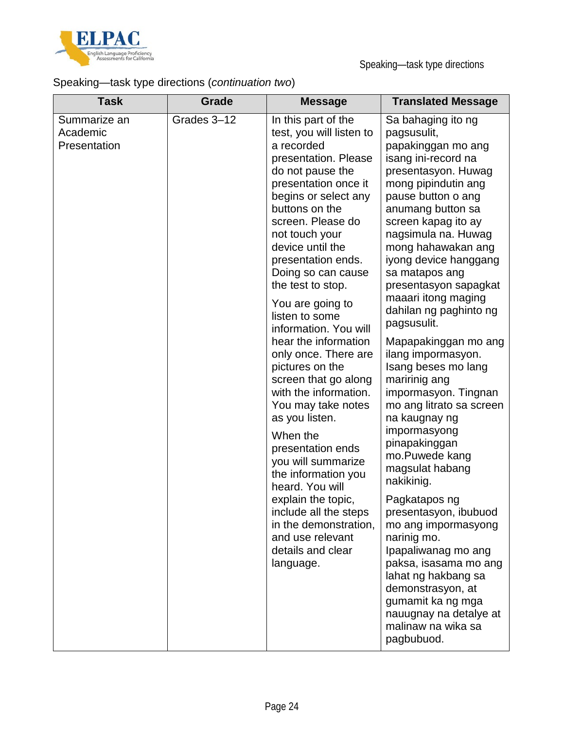Speaking—task type directions (*continuation two*)

| Task | Grade | Message | Translated Message |
|---|---|---|---|
| Summarize an Academic Presentation | Grades 3–12 | In this part of the test, you will listen to a recorded presentation. Please do not pause the presentation once it begins or select any buttons on the screen. Please do not touch your device until the presentation ends. Doing so can cause the test to stop.<br><br>You are going to listen to some information. You will hear the information only once. There are pictures on the screen that go along with the information. You may take notes as you listen.<br><br>When the presentation ends you will summarize the information you heard. You will explain the topic, include all the steps in the demonstration, and use relevant details and clear language. | Sa bahaging ito ng pagsusulit, papakinggan mo ang isang ini-record na presentasyon. Huwag mong pipindutin ang pause button o ang anumang button sa screen kapag ito ay nagsimula na. Huwag mong hahawakan ang iyong device hanggang sa matapos ang presentasyon sapagkat maaari itong maging dahilan ng paghinto ng pagsusulit.<br><br>Mapapakinggan mo ang ilang impormasyon. Isang beses mo lang maririnig ang impormasyon. Tingnan mo ang litrato sa screen na kaugnay ng impormasyong pinapakinggan mo.Puwede kang magsulat habang nakikinig.<br><br>Pagkatapos ng presentasyon, ibubuod mo ang impormasyong narinig mo. Ipapaliwanag mo ang paksa, isasama mo ang lahat ng hakbang sa demonstrasyon, at gumamit ka ng mga nauugnay na detalye at malinaw na wika sa pagbubuod. |